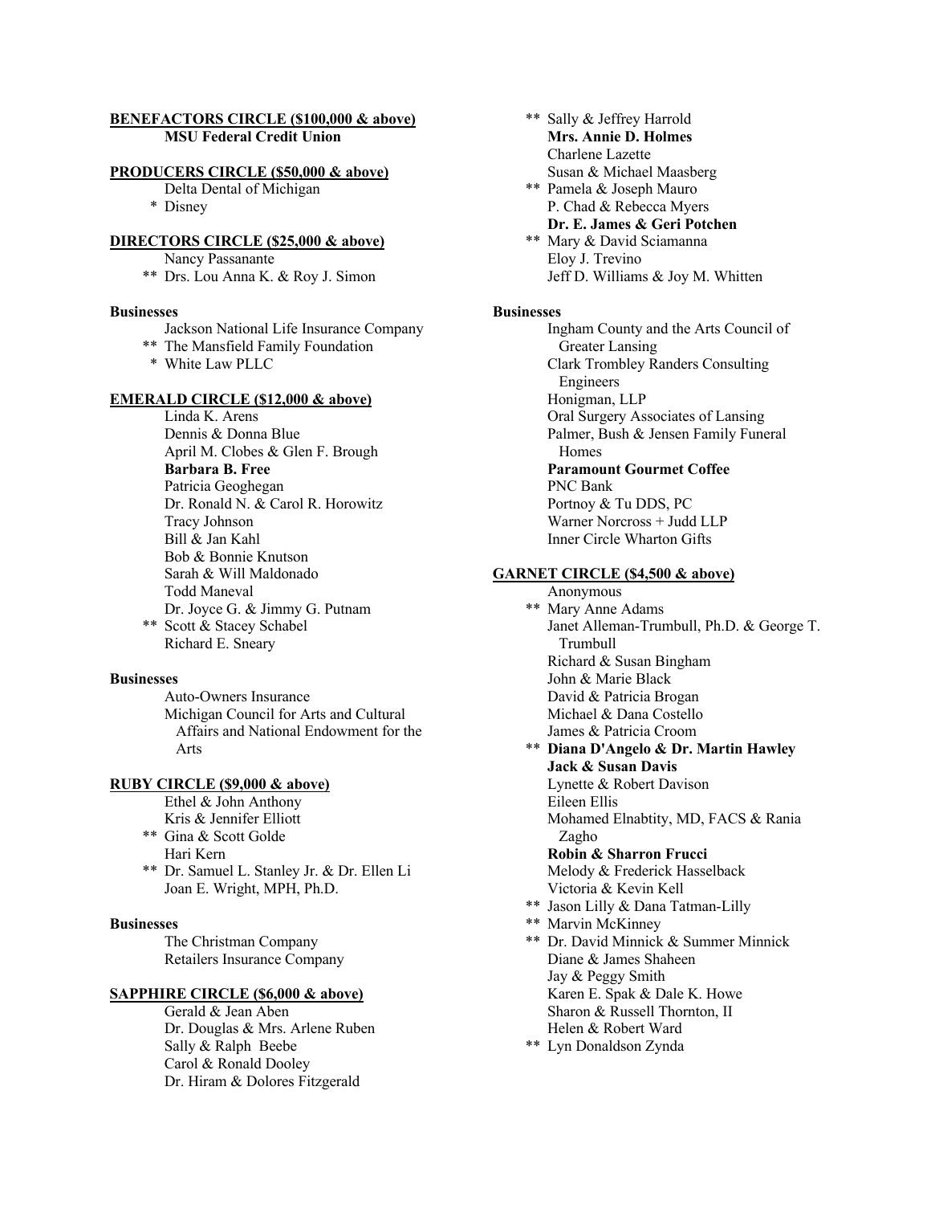**BENEFACTORS CIRCLE ($100,000 & above)**

**MSU Federal Credit Union**

**PRODUCERS CIRCLE ($50,000 & above)**

Delta Dental of Michigan
* Disney

**DIRECTORS CIRCLE ($25,000 & above)**

Nancy Passanante
** Drs. Lou Anna K. & Roy J. Simon

**Businesses**

Jackson National Life Insurance Company
** The Mansfield Family Foundation
* White Law PLLC

**EMERALD CIRCLE ($12,000 & above)**

Linda K. Arens
Dennis & Donna Blue
April M. Clobes & Glen F. Brough
**Barbara B. Free**
Patricia Geoghegan
Dr. Ronald N. & Carol R. Horowitz
Tracy Johnson
Bill & Jan Kahl
Bob & Bonnie Knutson
Sarah & Will Maldonado
Todd Maneval
Dr. Joyce G. & Jimmy G. Putnam
** Scott & Stacey Schabel
Richard E. Sneary

**Businesses**

Auto-Owners Insurance
Michigan Council for Arts and Cultural Affairs and National Endowment for the Arts

**RUBY CIRCLE ($9,000 & above)**

Ethel & John Anthony
Kris & Jennifer Elliott
** Gina & Scott Golde
Hari Kern
** Dr. Samuel L. Stanley Jr. & Dr. Ellen Li
Joan E. Wright, MPH, Ph.D.

**Businesses**

The Christman Company
Retailers Insurance Company

**SAPPHIRE CIRCLE ($6,000 & above)**

Gerald & Jean Aben
Dr. Douglas & Mrs. Arlene Ruben
Sally & Ralph Beebe
Carol & Ronald Dooley
Dr. Hiram & Dolores Fitzgerald
** Sally & Jeffrey Harrold
**Mrs. Annie D. Holmes**
Charlene Lazette
Susan & Michael Maasberg
** Pamela & Joseph Mauro
P. Chad & Rebecca Myers
**Dr. E. James & Geri Potchen**
** Mary & David Sciamanna
Eloy J. Trevino
Jeff D. Williams & Joy M. Whitten

**Businesses**

Ingham County and the Arts Council of Greater Lansing
Clark Trombley Randers Consulting Engineers
Honigman, LLP
Oral Surgery Associates of Lansing
Palmer, Bush & Jensen Family Funeral Homes
**Paramount Gourmet Coffee**
PNC Bank
Portnoy & Tu DDS, PC
Warner Norcross + Judd LLP
Inner Circle Wharton Gifts

**GARNET CIRCLE ($4,500 & above)**

Anonymous
** Mary Anne Adams
Janet Alleman-Trumbull, Ph.D. & George T. Trumbull
Richard & Susan Bingham
John & Marie Black
David & Patricia Brogan
Michael & Dana Costello
James & Patricia Croom
** **Diana D'Angelo & Dr. Martin Hawley**
**Jack & Susan Davis**
Lynette & Robert Davison
Eileen Ellis
Mohamed Elnabtity, MD, FACS & Rania Zagho
**Robin & Sharron Frucci**
Melody & Frederick Hasselback
Victoria & Kevin Kell
** Jason Lilly & Dana Tatman-Lilly
** Marvin McKinney
** Dr. David Minnick & Summer Minnick
Diane & James Shaheen
Jay & Peggy Smith
Karen E. Spak & Dale K. Howe
Sharon & Russell Thornton, II
Helen & Robert Ward
** Lyn Donaldson Zynda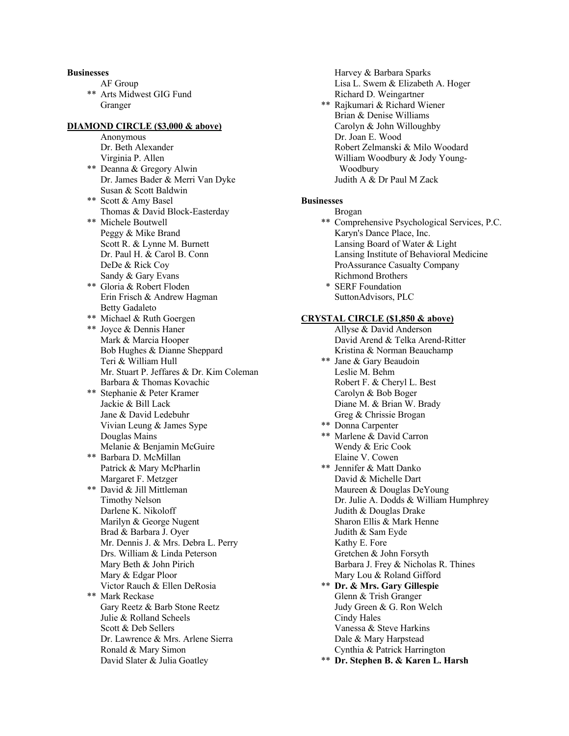**Businesses**

AF Group
** Arts Midwest GIG Fund
Granger

**DIAMOND CIRCLE ($3,000 & above)**

Anonymous
Dr. Beth Alexander
Virginia P. Allen
** Deanna & Gregory Alwin
Dr. James Bader & Merri Van Dyke
Susan & Scott Baldwin
** Scott & Amy Basel
Thomas & David Block-Easterday
** Michele Boutwell
Peggy & Mike Brand
Scott R. & Lynne M. Burnett
Dr. Paul H. & Carol B. Conn
DeDe & Rick Coy
Sandy & Gary Evans
** Gloria & Robert Floden
Erin Frisch & Andrew Hagman
Betty Gadaleto
** Michael & Ruth Goergen
** Joyce & Dennis Haner
Mark & Marcia Hooper
Bob Hughes & Dianne Sheppard
Teri & William Hull
Mr. Stuart P. Jeffares & Dr. Kim Coleman
Barbara & Thomas Kovachic
** Stephanie & Peter Kramer
Jackie & Bill Lack
Jane & David Ledebuhr
Vivian Leung & James Sype
Douglas Mains
Melanie & Benjamin McGuire
** Barbara D. McMillan
Patrick & Mary McPharlin
Margaret F. Metzger
** David & Jill Mittleman
Timothy Nelson
Darlene K. Nikoloff
Marilyn & George Nugent
Brad & Barbara J. Oyer
Mr. Dennis J. & Mrs. Debra L. Perry
Drs. William & Linda Peterson
Mary Beth & John Pirich
Mary & Edgar Ploor
Victor Rauch & Ellen DeRosia
** Mark Reckase
Gary Reetz & Barb Stone Reetz
Julie & Rolland Scheels
Scott & Deb Sellers
Dr. Lawrence & Mrs. Arlene Sierra
Ronald & Mary Simon
David Slater & Julia Goatley
Harvey & Barbara Sparks
Lisa L. Swem & Elizabeth A. Hoger
Richard D. Weingartner
** Rajkumari & Richard Wiener
Brian & Denise Williams
Carolyn & John Willoughby
Dr. Joan E. Wood
Robert Zelmanski & Milo Woodard
William Woodbury & Jody Young-Woodbury
Judith A & Dr Paul M Zack

**Businesses**

Brogan
** Comprehensive Psychological Services, P.C.
Karyn's Dance Place, Inc.
Lansing Board of Water & Light
Lansing Institute of Behavioral Medicine
ProAssurance Casualty Company
Richmond Brothers
* SERF Foundation
SuttonAdvisors, PLC

**CRYSTAL CIRCLE ($1,850 & above)**

Allyse & David Anderson
David Arend & Telka Arend-Ritter
Kristina & Norman Beauchamp
** Jane & Gary Beaudoin
Leslie M. Behm
Robert F. & Cheryl L. Best
Carolyn & Bob Boger
Diane M. & Brian W. Brady
Greg & Chrissie Brogan
** Donna Carpenter
** Marlene & David Carron
Wendy & Eric Cook
Elaine V. Cowen
** Jennifer & Matt Danko
David & Michelle Dart
Maureen & Douglas DeYoung
Dr. Julie A. Dodds & William Humphrey
Judith & Douglas Drake
Sharon Ellis & Mark Henne
Judith & Sam Eyde
Kathy E. Fore
Gretchen & John Forsyth
Barbara J. Frey & Nicholas R. Thines
Mary Lou & Roland Gifford
** **Dr. & Mrs. Gary Gillespie**
Glenn & Trish Granger
Judy Green & G. Ron Welch
Cindy Hales
Vanessa & Steve Harkins
Dale & Mary Harpstead
Cynthia & Patrick Harrington
** **Dr. Stephen B. & Karen L. Harsh**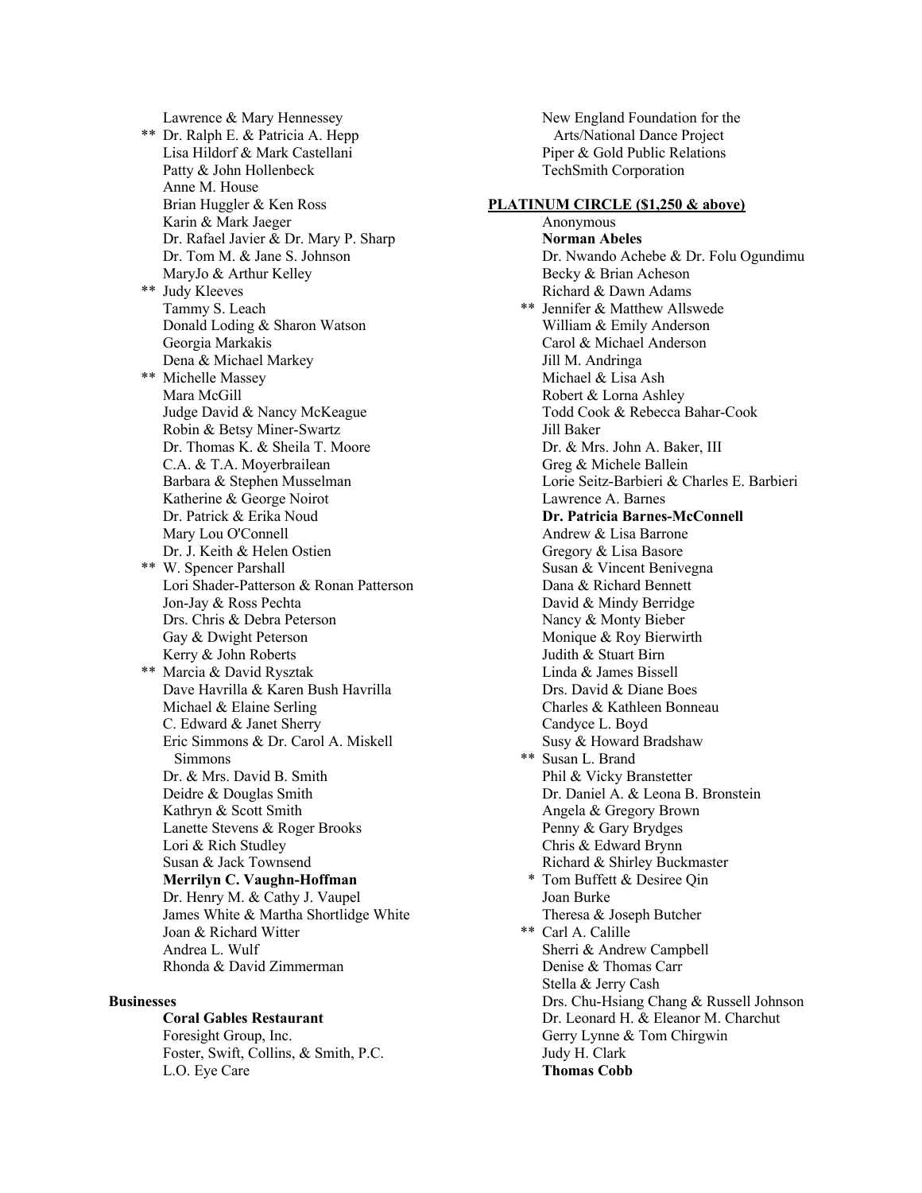Lawrence & Mary Hennessey
** Dr. Ralph E. & Patricia A. Hepp
Lisa Hildorf & Mark Castellani
Patty & John Hollenbeck
Anne M. House
Brian Huggler & Ken Ross
Karin & Mark Jaeger
Dr. Rafael Javier & Dr. Mary P. Sharp
Dr. Tom M. & Jane S. Johnson
MaryJo & Arthur Kelley
** Judy Kleeves
Tammy S. Leach
Donald Loding & Sharon Watson
Georgia Markakis
Dena & Michael Markey
** Michelle Massey
Mara McGill
Judge David & Nancy McKeague
Robin & Betsy Miner-Swartz
Dr. Thomas K. & Sheila T. Moore
C.A. & T.A. Moyerbrailean
Barbara & Stephen Musselman
Katherine & George Noirot
Dr. Patrick & Erika Noud
Mary Lou O'Connell
Dr. J. Keith & Helen Ostien
** W. Spencer Parshall
Lori Shader-Patterson & Ronan Patterson
Jon-Jay & Ross Pechta
Drs. Chris & Debra Peterson
Gay & Dwight Peterson
Kerry & John Roberts
** Marcia & David Rysztak
Dave Havrilla & Karen Bush Havrilla
Michael & Elaine Serling
C. Edward & Janet Sherry
Eric Simmons & Dr. Carol A. Miskell Simmons
Dr. & Mrs. David B. Smith
Deidre & Douglas Smith
Kathryn & Scott Smith
Lanette Stevens & Roger Brooks
Lori & Rich Studley
Susan & Jack Townsend
**Merrilyn C. Vaughn-Hoffman**
Dr. Henry M. & Cathy J. Vaupel
James White & Martha Shortlidge White
Joan & Richard Witter
Andrea L. Wulf
Rhonda & David Zimmerman

**Businesses**

**Coral Gables Restaurant**
Foresight Group, Inc.
Foster, Swift, Collins, & Smith, P.C.
L.O. Eye Care
New England Foundation for the Arts/National Dance Project
Piper & Gold Public Relations
TechSmith Corporation

**PLATINUM CIRCLE ($1,250 & above)**

Anonymous
**Norman Abeles**
Dr. Nwando Achebe & Dr. Folu Ogundimu
Becky & Brian Acheson
Richard & Dawn Adams
** Jennifer & Matthew Allswede
William & Emily Anderson
Carol & Michael Anderson
Jill M. Andringa
Michael & Lisa Ash
Robert & Lorna Ashley
Todd Cook & Rebecca Bahar-Cook
Jill Baker
Dr. & Mrs. John A. Baker, III
Greg & Michele Ballein
Lorie Seitz-Barbieri & Charles E. Barbieri
Lawrence A. Barnes
**Dr. Patricia Barnes-McConnell**
Andrew & Lisa Barrone
Gregory & Lisa Basore
Susan & Vincent Benivegna
Dana & Richard Bennett
David & Mindy Berridge
Nancy & Monty Bieber
Monique & Roy Bierwirth
Judith & Stuart Birn
Linda & James Bissell
Drs. David & Diane Boes
Charles & Kathleen Bonneau
Candyce L. Boyd
Susy & Howard Bradshaw
** Susan L. Brand
Phil & Vicky Branstetter
Dr. Daniel A. & Leona B. Bronstein
Angela & Gregory Brown
Penny & Gary Brydges
Chris & Edward Brynn
Richard & Shirley Buckmaster
* Tom Buffett & Desiree Qin
Joan Burke
Theresa & Joseph Butcher
** Carl A. Calille
Sherri & Andrew Campbell
Denise & Thomas Carr
Stella & Jerry Cash
Drs. Chu-Hsiang Chang & Russell Johnson
Dr. Leonard H. & Eleanor M. Charchut
Gerry Lynne & Tom Chirgwin
Judy H. Clark
**Thomas Cobb**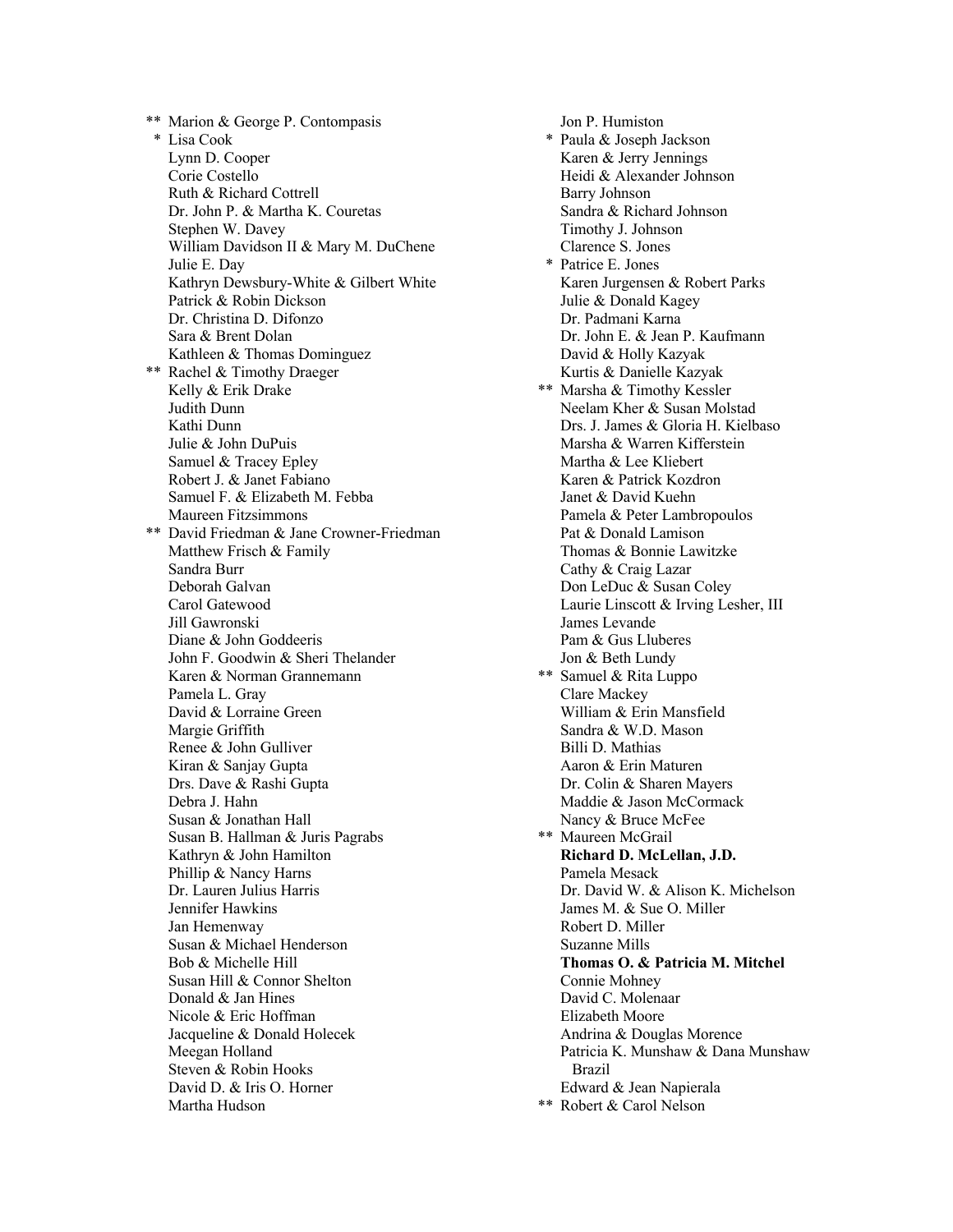** Marion & George P. Contompasis
* Lisa Cook
Lynn D. Cooper
Corie Costello
Ruth & Richard Cottrell
Dr. John P. & Martha K. Couretas
Stephen W. Davey
William Davidson II & Mary M. DuChene
Julie E. Day
Kathryn Dewsbury-White & Gilbert White
Patrick & Robin Dickson
Dr. Christina D. Difonzo
Sara & Brent Dolan
Kathleen & Thomas Dominguez
** Rachel & Timothy Draeger
Kelly & Erik Drake
Judith Dunn
Kathi Dunn
Julie & John DuPuis
Samuel & Tracey Epley
Robert J. & Janet Fabiano
Samuel F. & Elizabeth M. Febba
Maureen Fitzsimmons
** David Friedman & Jane Crowner-Friedman
Matthew Frisch & Family
Sandra Burr
Deborah Galvan
Carol Gatewood
Jill Gawronski
Diane & John Goddeeris
John F. Goodwin & Sheri Thelander
Karen & Norman Grannemann
Pamela L. Gray
David & Lorraine Green
Margie Griffith
Renee & John Gulliver
Kiran & Sanjay Gupta
Drs. Dave & Rashi Gupta
Debra J. Hahn
Susan & Jonathan Hall
Susan B. Hallman & Juris Pagrabs
Kathryn & John Hamilton
Phillip & Nancy Harns
Dr. Lauren Julius Harris
Jennifer Hawkins
Jan Hemenway
Susan & Michael Henderson
Bob & Michelle Hill
Susan Hill & Connor Shelton
Donald & Jan Hines
Nicole & Eric Hoffman
Jacqueline & Donald Holecek
Meegan Holland
Steven & Robin Hooks
David D. & Iris O. Horner
Martha Hudson
Jon P. Humiston
* Paula & Joseph Jackson
Karen & Jerry Jennings
Heidi & Alexander Johnson
Barry Johnson
Sandra & Richard Johnson
Timothy J. Johnson
Clarence S. Jones
* Patrice E. Jones
Karen Jurgensen & Robert Parks
Julie & Donald Kagey
Dr. Padmani Karna
Dr. John E. & Jean P. Kaufmann
David & Holly Kazyak
Kurtis & Danielle Kazyak
** Marsha & Timothy Kessler
Neelam Kher & Susan Molstad
Drs. J. James & Gloria H. Kielbaso
Marsha & Warren Kifferstein
Martha & Lee Kliebert
Karen & Patrick Kozdron
Janet & David Kuehn
Pamela & Peter Lambropoulos
Pat & Donald Lamison
Thomas & Bonnie Lawitzke
Cathy & Craig Lazar
Don LeDuc & Susan Coley
Laurie Linscott & Irving Lesher, III
James Levande
Pam & Gus Lluberes
Jon & Beth Lundy
** Samuel & Rita Luppo
Clare Mackey
William & Erin Mansfield
Sandra & W.D. Mason
Billi D. Mathias
Aaron & Erin Maturen
Dr. Colin & Sharen Mayers
Maddie & Jason McCormack
Nancy & Bruce McFee
** Maureen McGrail
**Richard D. McLellan, J.D.**
Pamela Mesack
Dr. David W. & Alison K. Michelson
James M. & Sue O. Miller
Robert D. Miller
Suzanne Mills
**Thomas O. & Patricia M. Mitchel**
Connie Mohney
David C. Molenaar
Elizabeth Moore
Andrina & Douglas Morence
Patricia K. Munshaw & Dana Munshaw Brazil
Edward & Jean Napierala
** Robert & Carol Nelson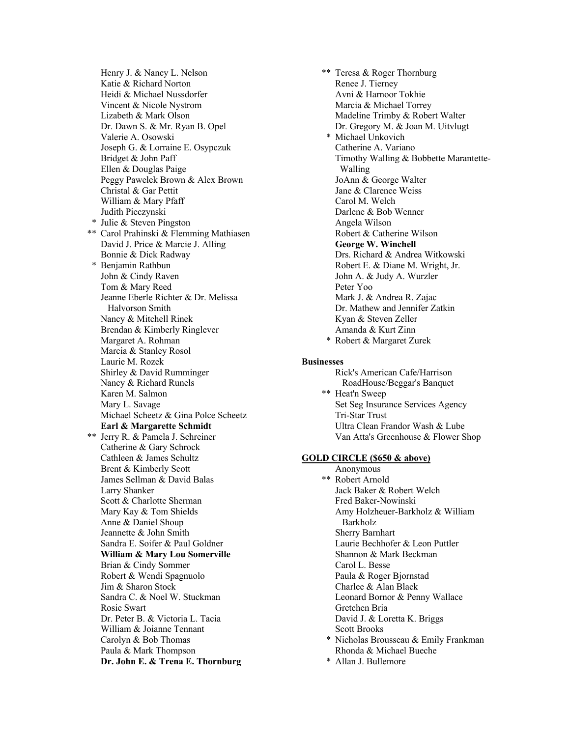Henry J. & Nancy L. Nelson
Katie & Richard Norton
Heidi & Michael Nussdorfer
Vincent & Nicole Nystrom
Lizabeth & Mark Olson
Dr. Dawn S. & Mr. Ryan B. Opel
Valerie A. Osowski
Joseph G. & Lorraine E. Osypczuk
Bridget & John Paff
Ellen & Douglas Paige
Peggy Pawelek Brown & Alex Brown
Christal & Gar Pettit
William & Mary Pfaff
Judith Pieczynski
\* Julie & Steven Pingston
\*\* Carol Prahinski & Flemming Mathiasen
David J. Price & Marcie J. Alling
Bonnie & Dick Radway
\* Benjamin Rathbun
John & Cindy Raven
Tom & Mary Reed
Jeanne Eberle Richter & Dr. Melissa Halvorson Smith
Nancy & Mitchell Rinek
Brendan & Kimberly Ringlever
Margaret A. Rohman
Marcia & Stanley Rosol
Laurie M. Rozek
Shirley & David Rumminger
Nancy & Richard Runels
Karen M. Salmon
Mary L. Savage
Michael Scheetz & Gina Polce Scheetz
**Earl & Margarette Schmidt**
\*\* Jerry R. & Pamela J. Schreiner
Catherine & Gary Schrock
Cathleen & James Schultz
Brent & Kimberly Scott
James Sellman & David Balas
Larry Shanker
Scott & Charlotte Sherman
Mary Kay & Tom Shields
Anne & Daniel Shoup
Jeannette & John Smith
Sandra E. Soifer & Paul Goldner
**William & Mary Lou Somerville**
Brian & Cindy Sommer
Robert & Wendi Spagnuolo
Jim & Sharon Stock
Sandra C. & Noel W. Stuckman
Rosie Swart
Dr. Peter B. & Victoria L. Tacia
William & Joianne Tennant
Carolyn & Bob Thomas
Paula & Mark Thompson
**Dr. John E. & Trena E. Thornburg**
\*\* Teresa & Roger Thornburg
Renee J. Tierney
Avni & Harnoor Tokhie
Marcia & Michael Torrey
Madeline Trimby & Robert Walter
Dr. Gregory M. & Joan M. Uitvlugt
\* Michael Unkovich
Catherine A. Variano
Timothy Walling & Bobbette Marantette-Walling
JoAnn & George Walter
Jane & Clarence Weiss
Carol M. Welch
Darlene & Bob Wenner
Angela Wilson
Robert & Catherine Wilson
**George W. Winchell**
Drs. Richard & Andrea Witkowski
Robert E. & Diane M. Wright, Jr.
John A. & Judy A. Wurzler
Peter Yoo
Mark J. & Andrea R. Zajac
Dr. Mathew and Jennifer Zatkin
Kyan & Steven Zeller
Amanda & Kurt Zinn
\* Robert & Margaret Zurek

**Businesses**

Rick's American Cafe/Harrison RoadHouse/Beggar's Banquet
\*\* Heat'n Sweep
Set Seg Insurance Services Agency
Tri-Star Trust
Ultra Clean Frandor Wash & Lube
Van Atta's Greenhouse & Flower Shop

**GOLD CIRCLE ($650 & above)**

Anonymous
\*\* Robert Arnold
Jack Baker & Robert Welch
Fred Baker-Nowinski
Amy Holzheuer-Barkholz & William Barkholz
Sherry Barnhart
Laurie Bechhofer & Leon Puttler
Shannon & Mark Beckman
Carol L. Besse
Paula & Roger Bjornstad
Charlee & Alan Black
Leonard Bornor & Penny Wallace
Gretchen Bria
David J. & Loretta K. Briggs
Scott Brooks
\* Nicholas Brousseau & Emily Frankman
Rhonda & Michael Bueche
\* Allan J. Bullemore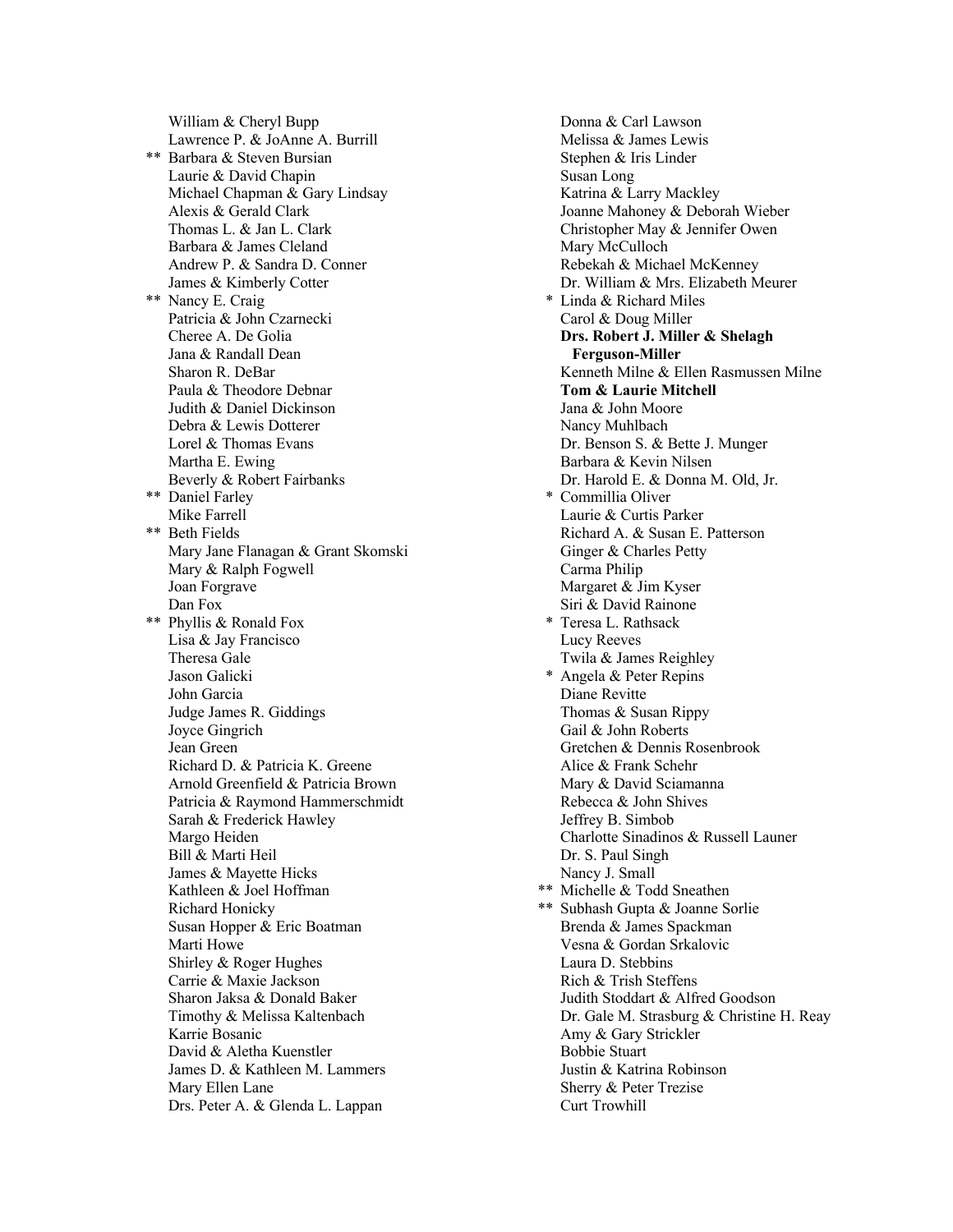William & Cheryl Bupp
Lawrence P. & JoAnne A. Burrill
** Barbara & Steven Bursian
Laurie & David Chapin
Michael Chapman & Gary Lindsay
Alexis & Gerald Clark
Thomas L. & Jan L. Clark
Barbara & James Cleland
Andrew P. & Sandra D. Conner
James & Kimberly Cotter
** Nancy E. Craig
Patricia & John Czarnecki
Cheree A. De Golia
Jana & Randall Dean
Sharon R. DeBar
Paula & Theodore Debnar
Judith & Daniel Dickinson
Debra & Lewis Dotterer
Lorel & Thomas Evans
Martha E. Ewing
Beverly & Robert Fairbanks
** Daniel Farley
Mike Farrell
** Beth Fields
Mary Jane Flanagan & Grant Skomski
Mary & Ralph Fogwell
Joan Forgrave
Dan Fox
** Phyllis & Ronald Fox
Lisa & Jay Francisco
Theresa Gale
Jason Galicki
John Garcia
Judge James R. Giddings
Joyce Gingrich
Jean Green
Richard D. & Patricia K. Greene
Arnold Greenfield & Patricia Brown
Patricia & Raymond Hammerschmidt
Sarah & Frederick Hawley
Margo Heiden
Bill & Marti Heil
James & Mayette Hicks
Kathleen & Joel Hoffman
Richard Honicky
Susan Hopper & Eric Boatman
Marti Howe
Shirley & Roger Hughes
Carrie & Maxie Jackson
Sharon Jaksa & Donald Baker
Timothy & Melissa Kaltenbach
Karrie Bosanic
David & Aletha Kuenstler
James D. & Kathleen M. Lammers
Mary Ellen Lane
Drs. Peter A. & Glenda L. Lappan
Donna & Carl Lawson
Melissa & James Lewis
Stephen & Iris Linder
Susan Long
Katrina & Larry Mackley
Joanne Mahoney & Deborah Wieber
Christopher May & Jennifer Owen
Mary McCulloch
Rebekah & Michael McKenney
Dr. William & Mrs. Elizabeth Meurer
* Linda & Richard Miles
Carol & Doug Miller
**Drs. Robert J. Miller & Shelagh Ferguson-Miller**
Kenneth Milne & Ellen Rasmussen Milne
**Tom & Laurie Mitchell**
Jana & John Moore
Nancy Muhlbach
Dr. Benson S. & Bette J. Munger
Barbara & Kevin Nilsen
Dr. Harold E. & Donna M. Old, Jr.
* Commillia Oliver
Laurie & Curtis Parker
Richard A. & Susan E. Patterson
Ginger & Charles Petty
Carma Philip
Margaret & Jim Kyser
Siri & David Rainone
* Teresa L. Rathsack
Lucy Reeves
Twila & James Reighley
* Angela & Peter Repins
Diane Revitte
Thomas & Susan Rippy
Gail & John Roberts
Gretchen & Dennis Rosenbrook
Alice & Frank Schehr
Mary & David Sciamanna
Rebecca & John Shives
Jeffrey B. Simbob
Charlotte Sinadinos & Russell Launer
Dr. S. Paul Singh
Nancy J. Small
** Michelle & Todd Sneathen
** Subhash Gupta & Joanne Sorlie
Brenda & James Spackman
Vesna & Gordan Srkalovic
Laura D. Stebbins
Rich & Trish Steffens
Judith Stoddart & Alfred Goodson
Dr. Gale M. Strasburg & Christine H. Reay
Amy & Gary Strickler
Bobbie Stuart
Justin & Katrina Robinson
Sherry & Peter Trezise
Curt Trowhill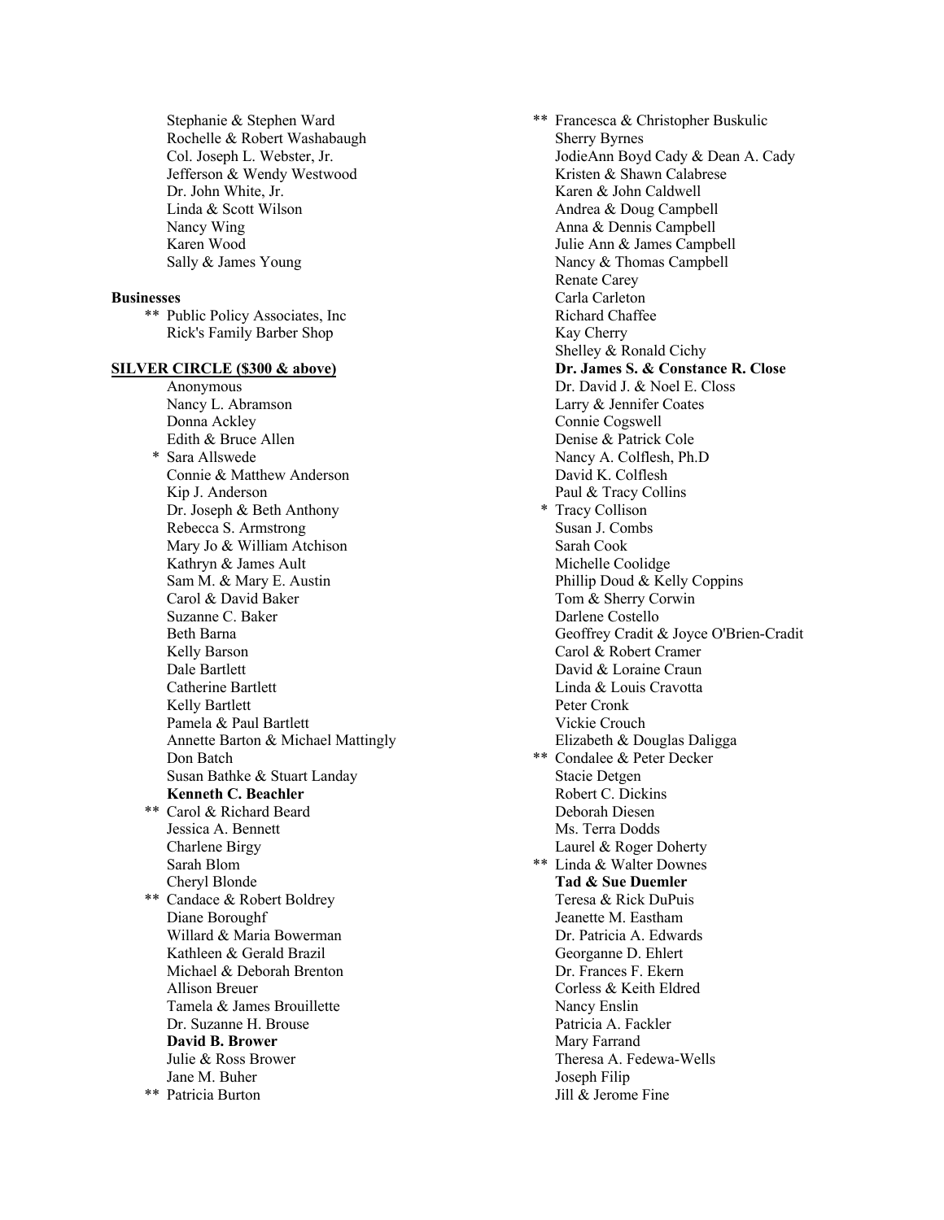Stephanie & Stephen Ward
Rochelle & Robert Washabaugh
Col. Joseph L. Webster, Jr.
Jefferson & Wendy Westwood
Dr. John White, Jr.
Linda & Scott Wilson
Nancy Wing
Karen Wood
Sally & James Young

**Businesses**

** Public Policy Associates, Inc
Rick's Family Barber Shop

**SILVER CIRCLE ($300 & above)**

Anonymous
Nancy L. Abramson
Donna Ackley
Edith & Bruce Allen
* Sara Allswede
Connie & Matthew Anderson
Kip J. Anderson
Dr. Joseph & Beth Anthony
Rebecca S. Armstrong
Mary Jo & William Atchison
Kathryn & James Ault
Sam M. & Mary E. Austin
Carol & David Baker
Suzanne C. Baker
Beth Barna
Kelly Barson
Dale Bartlett
Catherine Bartlett
Kelly Bartlett
Pamela & Paul Bartlett
Annette Barton & Michael Mattingly
Don Batch
Susan Bathke & Stuart Landay
**Kenneth C. Beachler**
** Carol & Richard Beard
Jessica A. Bennett
Charlene Birgy
Sarah Blom
Cheryl Blonde
** Candace & Robert Boldrey
Diane Boroughf
Willard & Maria Bowerman
Kathleen & Gerald Brazil
Michael & Deborah Brenton
Allison Breuer
Tamela & James Brouillette
Dr. Suzanne H. Brouse
**David B. Brower**
Julie & Ross Brower
Jane M. Buher
** Patricia Burton
** Francesca & Christopher Buskulic
Sherry Byrnes
JodieAnn Boyd Cady & Dean A. Cady
Kristen & Shawn Calabrese
Karen & John Caldwell
Andrea & Doug Campbell
Anna & Dennis Campbell
Julie Ann & James Campbell
Nancy & Thomas Campbell
Renate Carey
Carla Carleton
Richard Chaffee
Kay Cherry
Shelley & Ronald Cichy
**Dr. James S. & Constance R. Close**
Dr. David J. & Noel E. Closs
Larry & Jennifer Coates
Connie Cogswell
Denise & Patrick Cole
Nancy A. Colflesh, Ph.D
David K. Colflesh
Paul & Tracy Collins
* Tracy Collison
Susan J. Combs
Sarah Cook
Michelle Coolidge
Phillip Doud & Kelly Coppins
Tom & Sherry Corwin
Darlene Costello
Geoffrey Cradit & Joyce O'Brien-Cradit
Carol & Robert Cramer
David & Loraine Craun
Linda & Louis Cravotta
Peter Cronk
Vickie Crouch
Elizabeth & Douglas Daligga
** Condalee & Peter Decker
Stacie Detgen
Robert C. Dickins
Deborah Diesen
Ms. Terra Dodds
Laurel & Roger Doherty
** Linda & Walter Downes
**Tad & Sue Duemler**
Teresa & Rick DuPuis
Jeanette M. Eastham
Dr. Patricia A. Edwards
Georganne D. Ehlert
Dr. Frances F. Ekern
Corless & Keith Eldred
Nancy Enslin
Patricia A. Fackler
Mary Farrand
Theresa A. Fedewa-Wells
Joseph Filip
Jill & Jerome Fine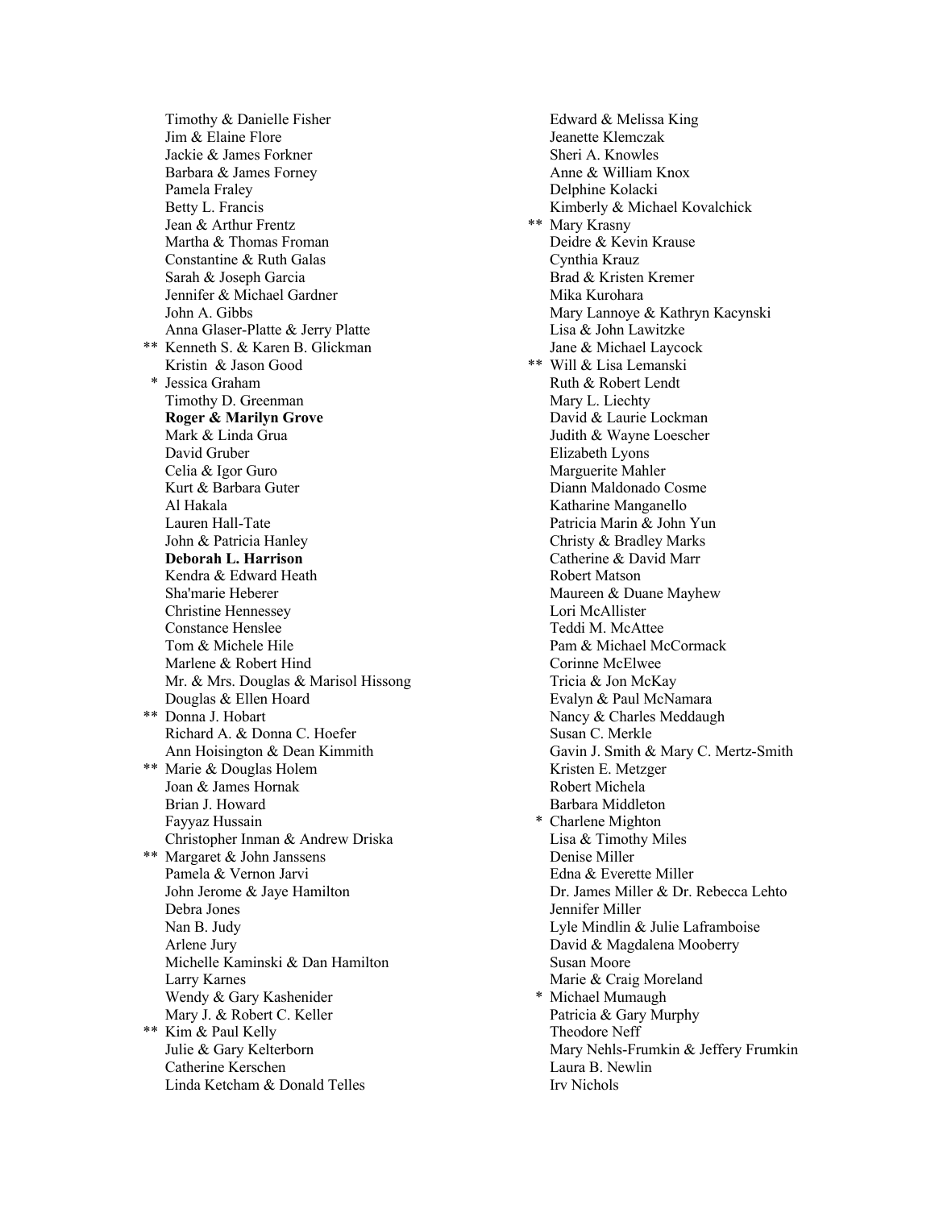Timothy & Danielle Fisher
Jim & Elaine Flore
Jackie & James Forkner
Barbara & James Forney
Pamela Fraley
Betty L. Francis
Jean & Arthur Frentz
Martha & Thomas Froman
Constantine & Ruth Galas
Sarah & Joseph Garcia
Jennifer & Michael Gardner
John A. Gibbs
Anna Glaser-Platte & Jerry Platte
** Kenneth S. & Karen B. Glickman
Kristin & Jason Good
* Jessica Graham
Timothy D. Greenman
**Roger & Marilyn Grove**
Mark & Linda Grua
David Gruber
Celia & Igor Guro
Kurt & Barbara Guter
Al Hakala
Lauren Hall-Tate
John & Patricia Hanley
**Deborah L. Harrison**
Kendra & Edward Heath
Sha'marie Heberer
Christine Hennessey
Constance Henslee
Tom & Michele Hile
Marlene & Robert Hind
Mr. & Mrs. Douglas & Marisol Hissong
Douglas & Ellen Hoard
** Donna J. Hobart
Richard A. & Donna C. Hoefer
Ann Hoisington & Dean Kimmith
** Marie & Douglas Holem
Joan & James Hornak
Brian J. Howard
Fayyaz Hussain
Christopher Inman & Andrew Driska
** Margaret & John Janssens
Pamela & Vernon Jarvi
John Jerome & Jaye Hamilton
Debra Jones
Nan B. Judy
Arlene Jury
Michelle Kaminski & Dan Hamilton
Larry Karnes
Wendy & Gary Kashenider
Mary J. & Robert C. Keller
** Kim & Paul Kelly
Julie & Gary Kelterborn
Catherine Kerschen
Linda Ketcham & Donald Telles
Edward & Melissa King
Jeanette Klemczak
Sheri A. Knowles
Anne & William Knox
Delphine Kolacki
Kimberly & Michael Kovalchick
** Mary Krasny
Deidre & Kevin Krause
Cynthia Krauz
Brad & Kristen Kremer
Mika Kurohara
Mary Lannoye & Kathryn Kacynski
Lisa & John Lawitzke
Jane & Michael Laycock
** Will & Lisa Lemanski
Ruth & Robert Lendt
Mary L. Liechty
David & Laurie Lockman
Judith & Wayne Loescher
Elizabeth Lyons
Marguerite Mahler
Diann Maldonado Cosme
Katharine Manganello
Patricia Marin & John Yun
Christy & Bradley Marks
Catherine & David Marr
Robert Matson
Maureen & Duane Mayhew
Lori McAllister
Teddi M. McAttee
Pam & Michael McCormack
Corinne McElwee
Tricia & Jon McKay
Evalyn & Paul McNamara
Nancy & Charles Meddaugh
Susan C. Merkle
Gavin J. Smith & Mary C. Mertz-Smith
Kristen E. Metzger
Robert Michela
Barbara Middleton
* Charlene Mighton
Lisa & Timothy Miles
Denise Miller
Edna & Everette Miller
Dr. James Miller & Dr. Rebecca Lehto
Jennifer Miller
Lyle Mindlin & Julie Laframboise
David & Magdalena Mooberry
Susan Moore
Marie & Craig Moreland
* Michael Mumaugh
Patricia & Gary Murphy
Theodore Neff
Mary Nehls-Frumkin & Jeffery Frumkin
Laura B. Newlin
Irv Nichols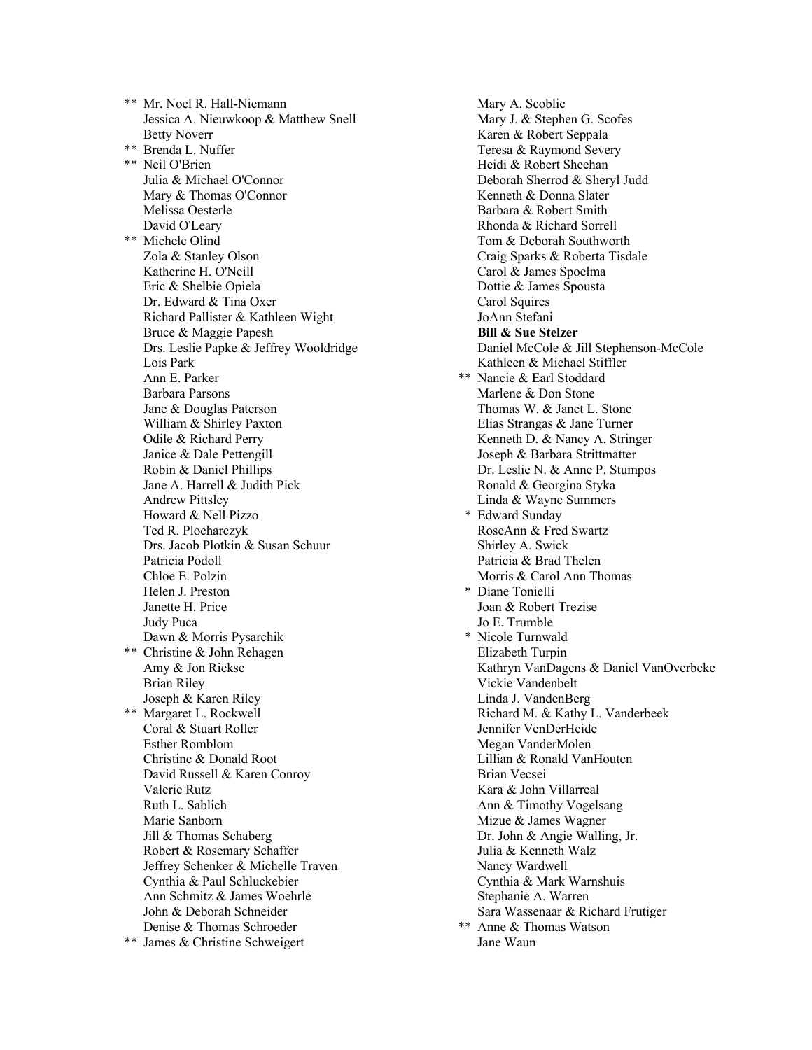** Mr. Noel R. Hall-Niemann
Jessica A. Nieuwkoop & Matthew Snell
Betty Noverr
** Brenda L. Nuffer
** Neil O'Brien
Julia & Michael O'Connor
Mary & Thomas O'Connor
Melissa Oesterle
David O'Leary
** Michele Olind
Zola & Stanley Olson
Katherine H. O'Neill
Eric & Shelbie Opiela
Dr. Edward & Tina Oxer
Richard Pallister & Kathleen Wight
Bruce & Maggie Papesh
Drs. Leslie Papke & Jeffrey Wooldridge
Lois Park
Ann E. Parker
Barbara Parsons
Jane & Douglas Paterson
William & Shirley Paxton
Odile & Richard Perry
Janice & Dale Pettengill
Robin & Daniel Phillips
Jane A. Harrell & Judith Pick
Andrew Pittsley
Howard & Nell Pizzo
Ted R. Plocharczyk
Drs. Jacob Plotkin & Susan Schuur
Patricia Podoll
Chloe E. Polzin
Helen J. Preston
Janette H. Price
Judy Puca
Dawn & Morris Pysarchik
** Christine & John Rehagen
Amy & Jon Riekse
Brian Riley
Joseph & Karen Riley
** Margaret L. Rockwell
Coral & Stuart Roller
Esther Romblom
Christine & Donald Root
David Russell & Karen Conroy
Valerie Rutz
Ruth L. Sablich
Marie Sanborn
Jill & Thomas Schaberg
Robert & Rosemary Schaffer
Jeffrey Schenker & Michelle Traven
Cynthia & Paul Schluckebier
Ann Schmitz & James Woehrle
John & Deborah Schneider
Denise & Thomas Schroeder
** James & Christine Schweigert
Mary A. Scoblic
Mary J. & Stephen G. Scofes
Karen & Robert Seppala
Teresa & Raymond Severy
Heidi & Robert Sheehan
Deborah Sherrod & Sheryl Judd
Kenneth & Donna Slater
Barbara & Robert Smith
Rhonda & Richard Sorrell
Tom & Deborah Southworth
Craig Sparks & Roberta Tisdale
Carol & James Spoelma
Dottie & James Spousta
Carol Squires
JoAnn Stefani
**Bill & Sue Stelzer**
Daniel McCole & Jill Stephenson-McCole
Kathleen & Michael Stiffler
** Nancie & Earl Stoddard
Marlene & Don Stone
Thomas W. & Janet L. Stone
Elias Strangas & Jane Turner
Kenneth D. & Nancy A. Stringer
Joseph & Barbara Strittmatter
Dr. Leslie N. & Anne P. Stumpos
Ronald & Georgina Styka
Linda & Wayne Summers
* Edward Sunday
RoseAnn & Fred Swartz
Shirley A. Swick
Patricia & Brad Thelen
Morris & Carol Ann Thomas
* Diane Tonielli
Joan & Robert Trezise
Jo E. Trumble
* Nicole Turnwald
Elizabeth Turpin
Kathryn VanDagens & Daniel VanOverbeke
Vickie Vandenbelt
Linda J. VandenBerg
Richard M. & Kathy L. Vanderbeek
Jennifer VenDerHeide
Megan VanderMolen
Lillian & Ronald VanHouten
Brian Vecsei
Kara & John Villarreal
Ann & Timothy Vogelsang
Mizue & James Wagner
Dr. John & Angie Walling, Jr.
Julia & Kenneth Walz
Nancy Wardwell
Cynthia & Mark Warnshuis
Stephanie A. Warren
Sara Wassenaar & Richard Frutiger
** Anne & Thomas Watson
Jane Waun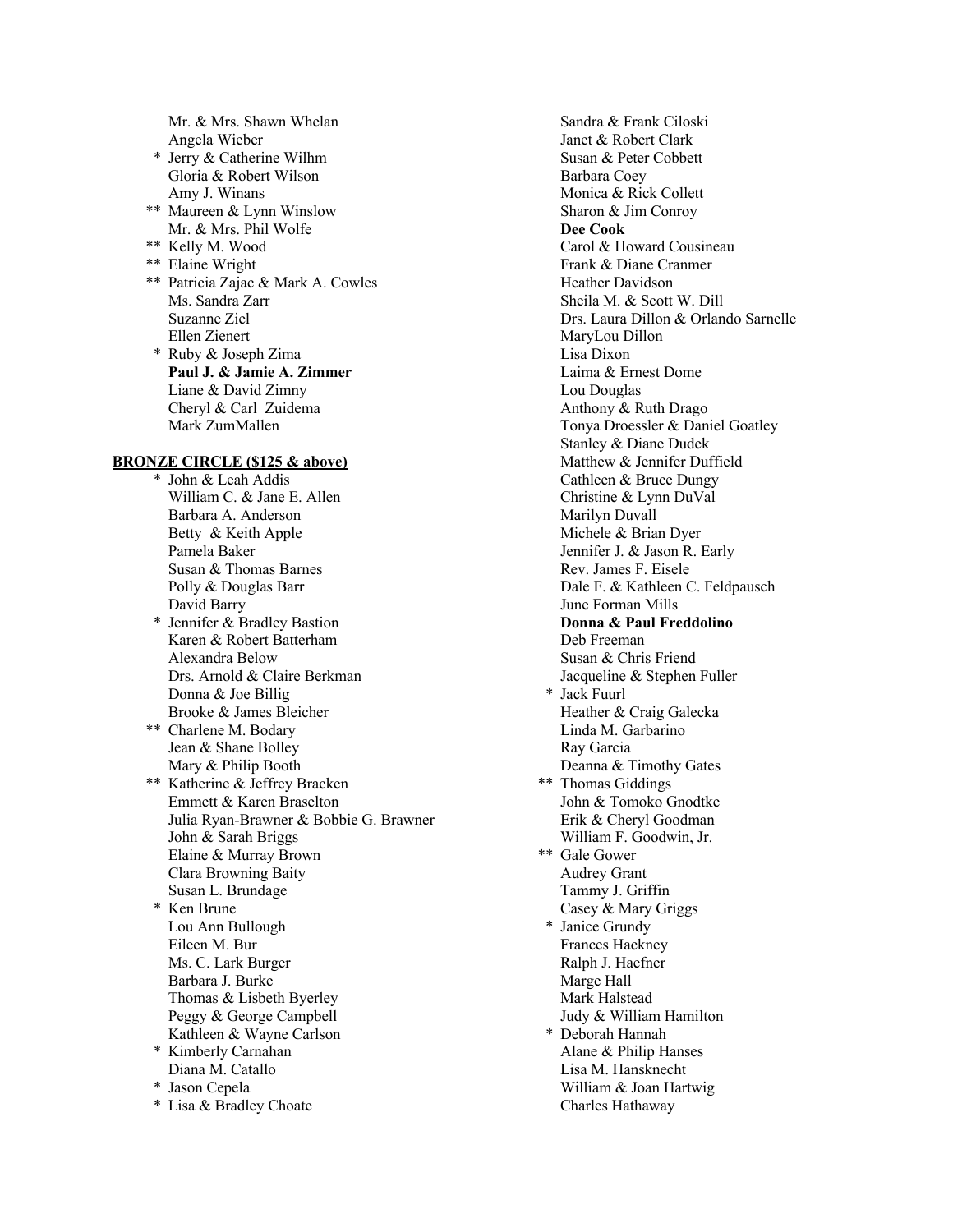Mr. & Mrs. Shawn Whelan
Angela Wieber
\* Jerry & Catherine Wilhm
Gloria & Robert Wilson
Amy J. Winans
\*\* Maureen & Lynn Winslow
Mr. & Mrs. Phil Wolfe
\*\* Kelly M. Wood
\*\* Elaine Wright
\*\* Patricia Zajac & Mark A. Cowles
Ms. Sandra Zarr
Suzanne Ziel
Ellen Zienert
\* Ruby & Joseph Zima
**Paul J. & Jamie A. Zimmer**
Liane & David Zimny
Cheryl & Carl Zuidema
Mark ZumMallen

**BRONZE CIRCLE ($125 & above)**

\* John & Leah Addis
William C. & Jane E. Allen
Barbara A. Anderson
Betty & Keith Apple
Pamela Baker
Susan & Thomas Barnes
Polly & Douglas Barr
David Barry
\* Jennifer & Bradley Bastion
Karen & Robert Batterham
Alexandra Below
Drs. Arnold & Claire Berkman
Donna & Joe Billig
Brooke & James Bleicher
\*\* Charlene M. Bodary
Jean & Shane Bolley
Mary & Philip Booth
\*\* Katherine & Jeffrey Bracken
Emmett & Karen Braselton
Julia Ryan-Brawner & Bobbie G. Brawner
John & Sarah Briggs
Elaine & Murray Brown
Clara Browning Baity
Susan L. Brundage
\* Ken Brune
Lou Ann Bullough
Eileen M. Bur
Ms. C. Lark Burger
Barbara J. Burke
Thomas & Lisbeth Byerley
Peggy & George Campbell
Kathleen & Wayne Carlson
\* Kimberly Carnahan
Diana M. Catallo
\* Jason Cepela
\* Lisa & Bradley Choate
Sandra & Frank Ciloski
Janet & Robert Clark
Susan & Peter Cobbett
Barbara Coey
Monica & Rick Collett
Sharon & Jim Conroy
**Dee Cook**
Carol & Howard Cousineau
Frank & Diane Cranmer
Heather Davidson
Sheila M. & Scott W. Dill
Drs. Laura Dillon & Orlando Sarnelle
MaryLou Dillon
Lisa Dixon
Laima & Ernest Dome
Lou Douglas
Anthony & Ruth Drago
Tonya Droessler & Daniel Goatley
Stanley & Diane Dudek
Matthew & Jennifer Duffield
Cathleen & Bruce Dungy
Christine & Lynn DuVal
Marilyn Duvall
Michele & Brian Dyer
Jennifer J. & Jason R. Early
Rev. James F. Eisele
Dale F. & Kathleen C. Feldpausch
June Forman Mills
**Donna & Paul Freddolino**
Deb Freeman
Susan & Chris Friend
Jacqueline & Stephen Fuller
\* Jack Fuurl
Heather & Craig Galecka
Linda M. Garbarino
Ray Garcia
Deanna & Timothy Gates
\*\* Thomas Giddings
John & Tomoko Gnodtke
Erik & Cheryl Goodman
William F. Goodwin, Jr.
\*\* Gale Gower
Audrey Grant
Tammy J. Griffin
Casey & Mary Griggs
\* Janice Grundy
Frances Hackney
Ralph J. Haefner
Marge Hall
Mark Halstead
Judy & William Hamilton
\* Deborah Hannah
Alane & Philip Hanses
Lisa M. Hansknecht
William & Joan Hartwig
Charles Hathaway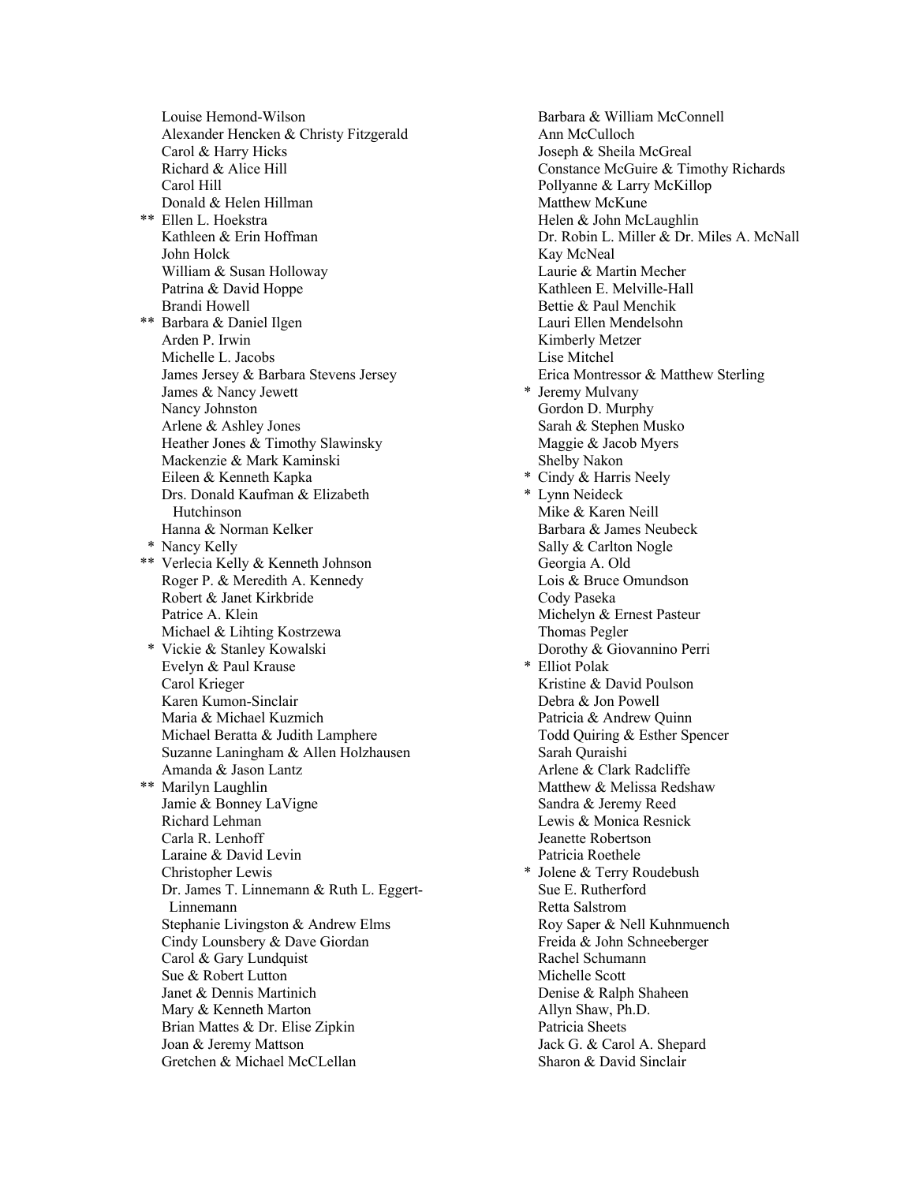Louise Hemond-Wilson
Alexander Hencken & Christy Fitzgerald
Carol & Harry Hicks
Richard & Alice Hill
Carol Hill
Donald & Helen Hillman
** Ellen L. Hoekstra
Kathleen & Erin Hoffman
John Holck
William & Susan Holloway
Patrina & David Hoppe
Brandi Howell
** Barbara & Daniel Ilgen
Arden P. Irwin
Michelle L. Jacobs
James Jersey & Barbara Stevens Jersey
James & Nancy Jewett
Nancy Johnston
Arlene & Ashley Jones
Heather Jones & Timothy Slawinsky
Mackenzie & Mark Kaminski
Eileen & Kenneth Kapka
Drs. Donald Kaufman & Elizabeth Hutchinson
Hanna & Norman Kelker
* Nancy Kelly
** Verlecia Kelly & Kenneth Johnson
Roger P. & Meredith A. Kennedy
Robert & Janet Kirkbride
Patrice A. Klein
Michael & Lihting Kostrzewa
* Vickie & Stanley Kowalski
Evelyn & Paul Krause
Carol Krieger
Karen Kumon-Sinclair
Maria & Michael Kuzmich
Michael Beratta & Judith Lamphere
Suzanne Laningham & Allen Holzhausen
Amanda & Jason Lantz
** Marilyn Laughlin
Jamie & Bonney LaVigne
Richard Lehman
Carla R. Lenhoff
Laraine & David Levin
Christopher Lewis
Dr. James T. Linnemann & Ruth L. Eggert-Linnemann
Stephanie Livingston & Andrew Elms
Cindy Lounsbery & Dave Giordan
Carol & Gary Lundquist
Sue & Robert Lutton
Janet & Dennis Martinich
Mary & Kenneth Marton
Brian Mattes & Dr. Elise Zipkin
Joan & Jeremy Mattson
Gretchen & Michael McCLellan
Barbara & William McConnell
Ann McCulloch
Joseph & Sheila McGreal
Constance McGuire & Timothy Richards
Pollyanne & Larry McKillop
Matthew McKune
Helen & John McLaughlin
Dr. Robin L. Miller & Dr. Miles A. McNall
Kay McNeal
Laurie & Martin Mecher
Kathleen E. Melville-Hall
Bettie & Paul Menchik
Lauri Ellen Mendelsohn
Kimberly Metzer
Lise Mitchel
Erica Montressor & Matthew Sterling
* Jeremy Mulvany
Gordon D. Murphy
Sarah & Stephen Musko
Maggie & Jacob Myers
Shelby Nakon
* Cindy & Harris Neely
* Lynn Neideck
Mike & Karen Neill
Barbara & James Neubeck
Sally & Carlton Nogle
Georgia A. Old
Lois & Bruce Omundson
Cody Paseka
Michelyn & Ernest Pasteur
Thomas Pegler
Dorothy & Giovannino Perri
* Elliot Polak
Kristine & David Poulson
Debra & Jon Powell
Patricia & Andrew Quinn
Todd Quiring & Esther Spencer
Sarah Quraishi
Arlene & Clark Radcliffe
Matthew & Melissa Redshaw
Sandra & Jeremy Reed
Lewis & Monica Resnick
Jeanette Robertson
Patricia Roethele
* Jolene & Terry Roudebush
Sue E. Rutherford
Retta Salstrom
Roy Saper & Nell Kuhnmuench
Freida & John Schneeberger
Rachel Schumann
Michelle Scott
Denise & Ralph Shaheen
Allyn Shaw, Ph.D.
Patricia Sheets
Jack G. & Carol A. Shepard
Sharon & David Sinclair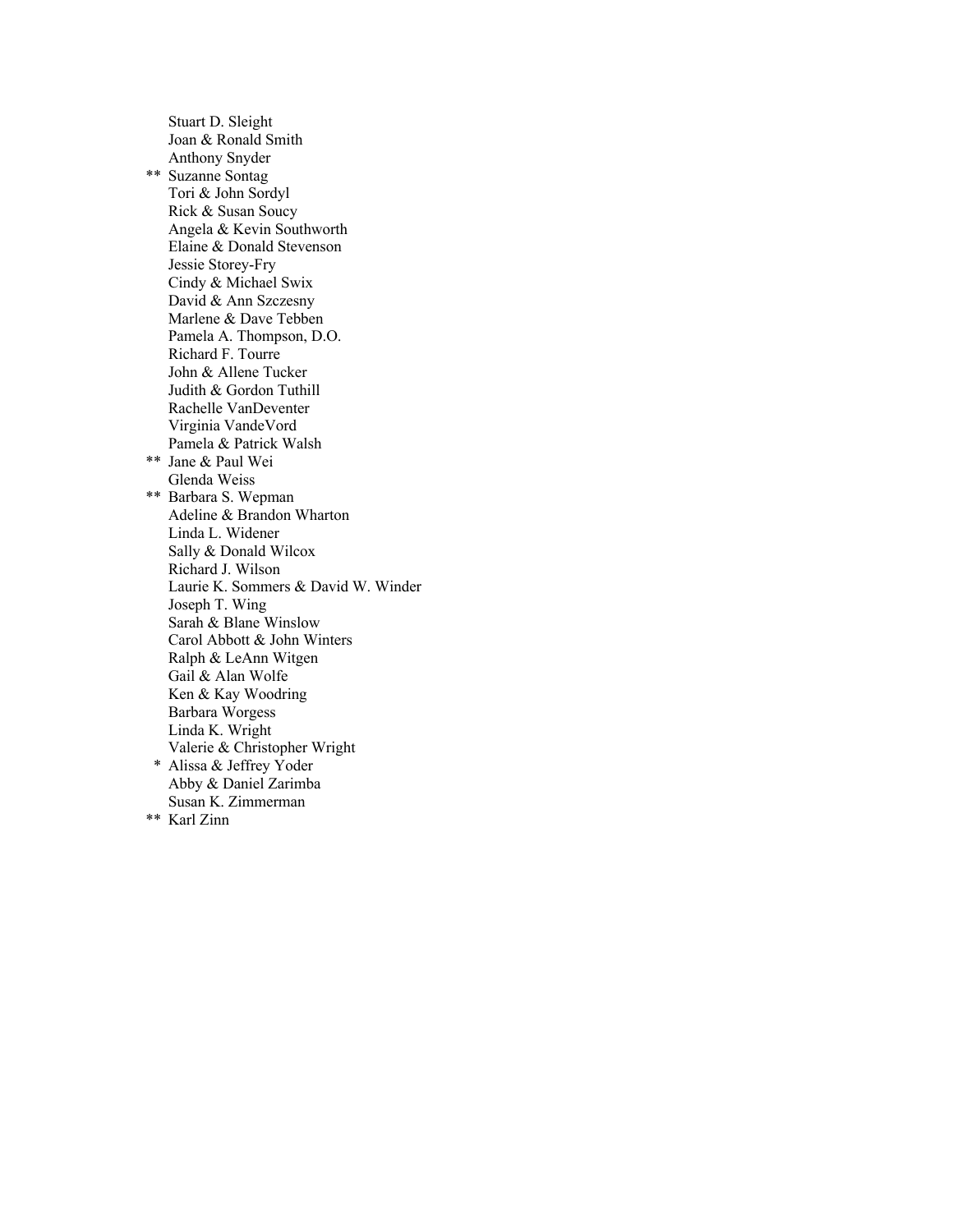Stuart D. Sleight
Joan & Ronald Smith
Anthony Snyder
** Suzanne Sontag
Tori & John Sordyl
Rick & Susan Soucy
Angela & Kevin Southworth
Elaine & Donald Stevenson
Jessie Storey-Fry
Cindy & Michael Swix
David & Ann Szczesny
Marlene & Dave Tebben
Pamela A. Thompson, D.O.
Richard F. Tourre
John & Allene Tucker
Judith & Gordon Tuthill
Rachelle VanDeventer
Virginia VandeVord
Pamela & Patrick Walsh
** Jane & Paul Wei
Glenda Weiss
** Barbara S. Wepman
Adeline & Brandon Wharton
Linda L. Widener
Sally & Donald Wilcox
Richard J. Wilson
Laurie K. Sommers & David W. Winder
Joseph T. Wing
Sarah & Blane Winslow
Carol Abbott & John Winters
Ralph & LeAnn Witgen
Gail & Alan Wolfe
Ken & Kay Woodring
Barbara Worgess
Linda K. Wright
Valerie & Christopher Wright
* Alissa & Jeffrey Yoder
Abby & Daniel Zarimba
Susan K. Zimmerman
** Karl Zinn